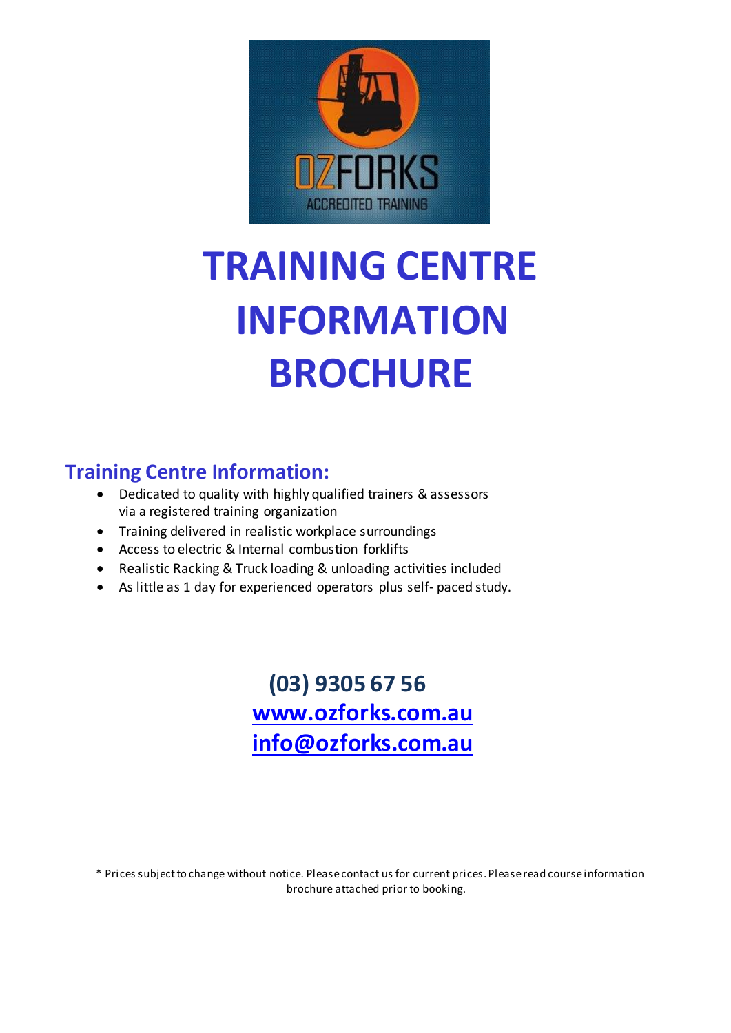# TRAINING CENTRE INFORMATION BROCHURE

## Training Centre Information:

- Dedicated to quality with highly qualified trainers & assessors via a registered training organization
- Training delivered in realistic workplace surroundings
- Access to electric & Internal combustion forklifts
- Realistic Racking & Truck loading & unloading activities included
- As little as 1 day for experienced operators plus self- paced study.

**(03) 9305 67 56**

**www.ozforks.com.au**

**info@ozforks.com.au**

* Prices subject to change without notice. Please contact us for current prices. Please read course information brochure attached prior to booking.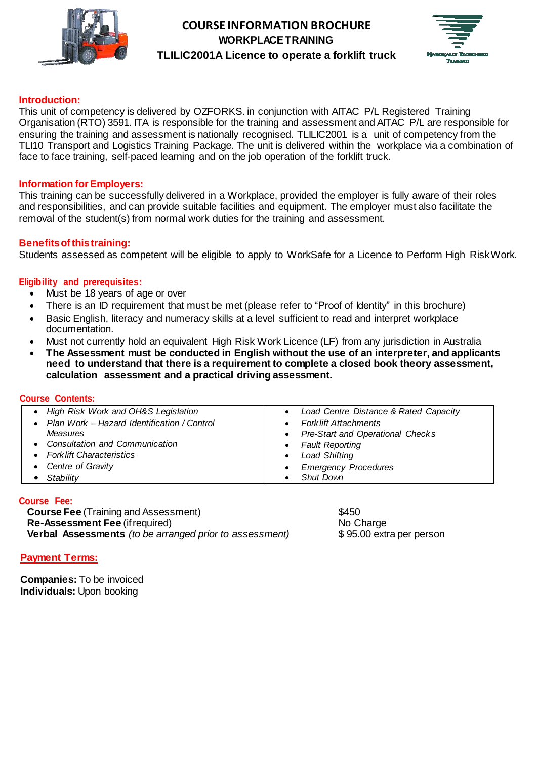# COURSE INFORMATION BROCHURE

## WORKPLACE TRAINING

## TLILIC2001A Licence to operate a forklift truck

### Introduction:

This unit of competency is delivered by OZFORKS. in conjunction with AITAC P/L Registered Training Organisation (RTO) 3591. ITA is responsible for the training and assessment and AITAC P/L are responsible for ensuring the training and assessment is nationally recognised. TLILIC2001 is a unit of competency from the TLI10 Transport and Logistics Training Package. The unit is delivered within the workplace via a combination of face to face training, self-paced learning and on the job operation of the forklift truck.

### Information for Employers:

This training can be successfully delivered in a Workplace, provided the employer is fully aware of their roles and responsibilities, and can provide suitable facilities and equipment. The employer must also facilitate the removal of the student(s) from normal work duties for the training and assessment.

### Benefits of this training:

Students assessed as competent will be eligible to apply to WorkSafe for a Licence to Perform High Risk Work.

### Eligibility and prerequisites:

- Must be 18 years of age or over
- There is an ID requirement that must be met (please refer to "Proof of Identity" in this brochure)
- Basic English, literacy and numeracy skills at a level sufficient to read and interpret workplace documentation.
- Must not currently hold an equivalent High Risk Work Licence (LF) from any jurisdiction in Australia
- **The Assessment must be conducted in English without the use of an interpreter, and applicants need to understand that there is a requirement to complete a closed book theory assessment, calculation assessment and a practical driving assessment.**

### Course Contents:

| | |
|---|---|
| *High Risk Work and OH&S Legislation* | *Load Centre Distance & Rated Capacity* |
| *Plan Work – Hazard Identification / Control Measures* | *Forklift Attachments* |
| *Consultation and Communication* | *Pre-Start and Operational Checks* |
| *Forklift Characteristics* | *Fault Reporting* |
| *Centre of Gravity* | *Load Shifting* |
| *Stability* | *Emergency Procedures* |
| | *Shut Down* |

### Course Fee:

| | |
|---|---|
| **Course Fee** (Training and Assessment) | $450 |
| **Re-Assessment Fee** (if required) | No Charge |
| **Verbal Assessments** *(to be arranged prior to assessment)* | $ 95.00 extra per person |

### Payment Terms:

**Companies:** To be invoiced
**Individuals:** Upon booking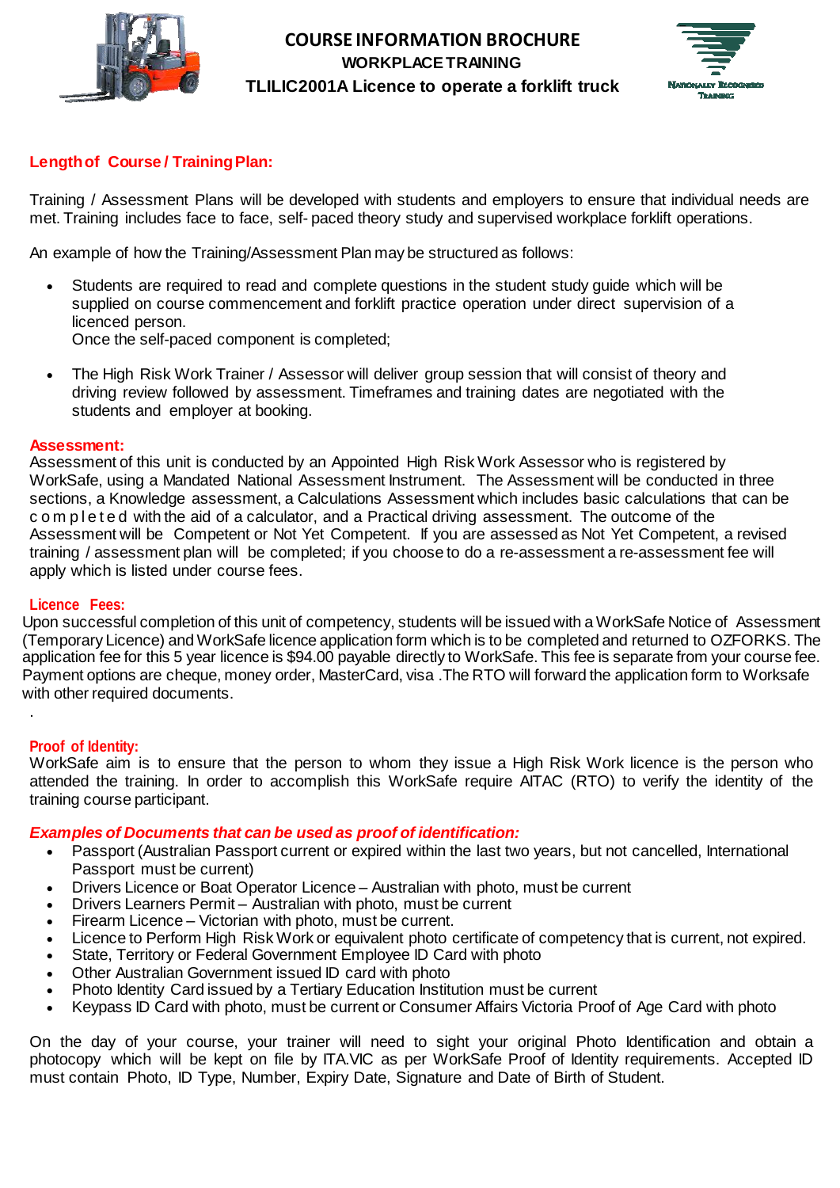# COURSE INFORMATION BROCHURE

## WORKPLACE TRAINING

## TLILIC2001A Licence to operate a forklift truck

### Length of Course / Training Plan:

Training / Assessment Plans will be developed with students and employers to ensure that individual needs are met. Training includes face to face, self- paced theory study and supervised workplace forklift operations.

An example of how the Training/Assessment Plan may be structured as follows:

- Students are required to read and complete questions in the student study guide which will be supplied on course commencement and forklift practice operation under direct supervision of a licenced person.
  Once the self-paced component is completed;

- The High Risk Work Trainer / Assessor will deliver group session that will consist of theory and driving review followed by assessment. Timeframes and training dates are negotiated with the students and employer at booking.

### Assessment:

Assessment of this unit is conducted by an Appointed High Risk Work Assessor who is registered by WorkSafe, using a Mandated National Assessment Instrument. The Assessment will be conducted in three sections, a Knowledge assessment, a Calculations Assessment which includes basic calculations that can be completed with the aid of a calculator, and a Practical driving assessment. The outcome of the Assessment will be Competent or Not Yet Competent. If you are assessed as Not Yet Competent, a revised training / assessment plan will be completed; if you choose to do a re-assessment a re-assessment fee will apply which is listed under course fees.

### Licence Fees:

Upon successful completion of this unit of competency, students will be issued with a WorkSafe Notice of Assessment (Temporary Licence) and WorkSafe licence application form which is to be completed and returned to OZFORKS. The application fee for this 5 year licence is $94.00 payable directly to WorkSafe. This fee is separate from your course fee. Payment options are cheque, money order, MasterCard, visa .The RTO will forward the application form to Worksafe with other required documents.

.

### Proof of Identity:

WorkSafe aim is to ensure that the person to whom they issue a High Risk Work licence is the person who attended the training. In order to accomplish this WorkSafe require AITAC (RTO) to verify the identity of the training course participant.

***Examples of Documents that can be used as proof of identification:***

- Passport (Australian Passport current or expired within the last two years, but not cancelled, International Passport must be current)
- Drivers Licence or Boat Operator Licence – Australian with photo, must be current
- Drivers Learners Permit – Australian with photo, must be current
- Firearm Licence – Victorian with photo, must be current.
- Licence to Perform High Risk Work or equivalent photo certificate of competency that is current, not expired.
- State, Territory or Federal Government Employee ID Card with photo
- Other Australian Government issued ID card with photo
- Photo Identity Card issued by a Tertiary Education Institution must be current
- Keypass ID Card with photo, must be current or Consumer Affairs Victoria Proof of Age Card with photo

On the day of your course, your trainer will need to sight your original Photo Identification and obtain a photocopy which will be kept on file by ITA.VIC as per WorkSafe Proof of Identity requirements. Accepted ID must contain Photo, ID Type, Number, Expiry Date, Signature and Date of Birth of Student.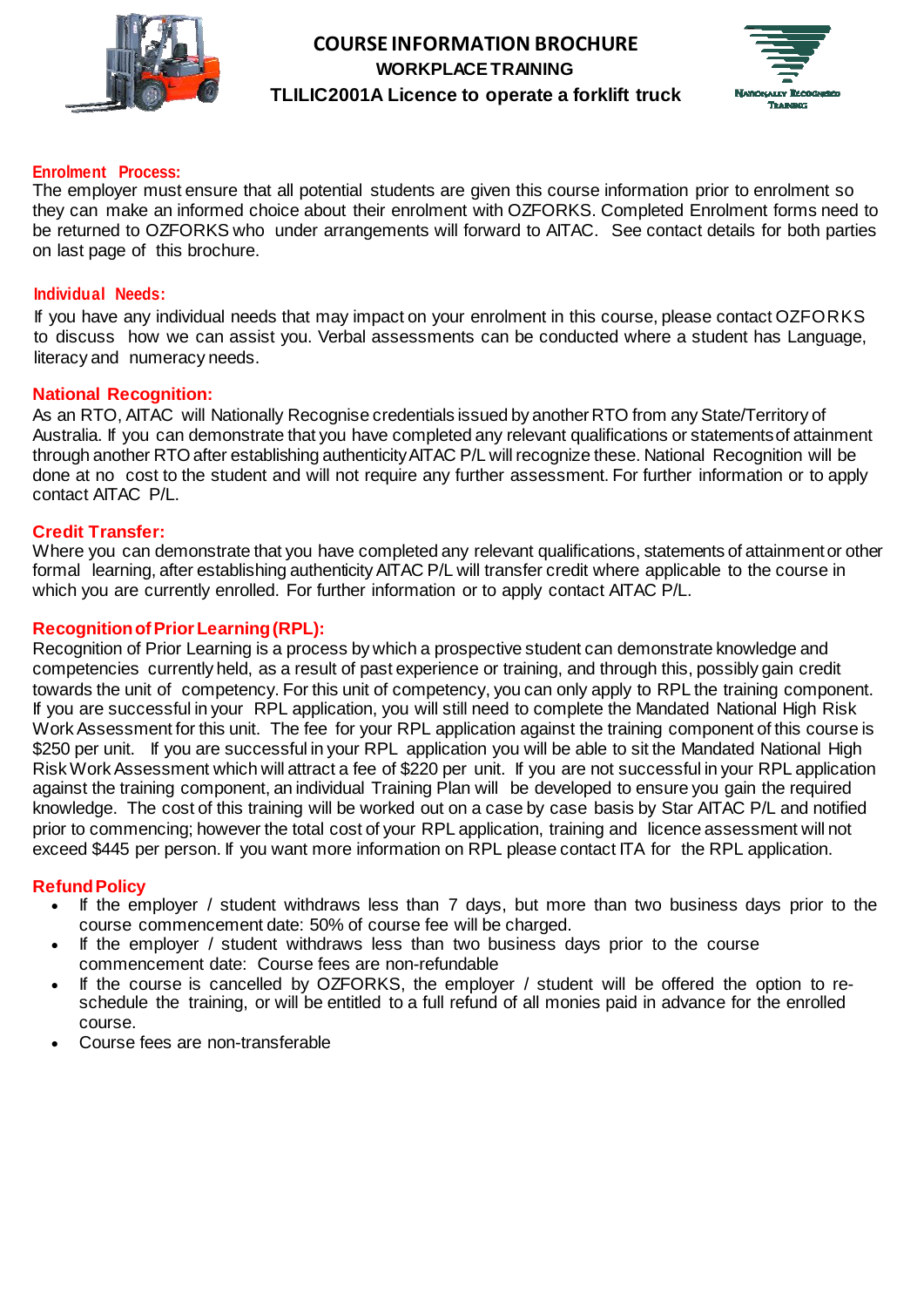# COURSE INFORMATION BROCHURE

## WORKPLACE TRAINING

## TLILIC2001A Licence to operate a forklift truck

Nationally Recognised Training

### Enrolment Process:

The employer must ensure that all potential students are given this course information prior to enrolment so they can make an informed choice about their enrolment with OZFORKS. Completed Enrolment forms need to be returned to OZFORKS who under arrangements will forward to AITAC. See contact details for both parties on last page of this brochure.

### Individual Needs:

If you have any individual needs that may impact on your enrolment in this course, please contact OZFORKS to discuss how we can assist you. Verbal assessments can be conducted where a student has Language, literacy and numeracy needs.

### National Recognition:

As an RTO, AITAC will Nationally Recognise credentials issued by another RTO from any State/Territory of Australia. If you can demonstrate that you have completed any relevant qualifications or statements of attainment through another RTO after establishing authenticity AITAC P/L will recognize these. National Recognition will be done at no cost to the student and will not require any further assessment. For further information or to apply contact AITAC P/L.

### Credit Transfer:

Where you can demonstrate that you have completed any relevant qualifications, statements of attainment or other formal learning, after establishing authenticity AITAC P/L will transfer credit where applicable to the course in which you are currently enrolled. For further information or to apply contact AITAC P/L.

### Recognition of Prior Learning (RPL):

Recognition of Prior Learning is a process by which a prospective student can demonstrate knowledge and competencies currently held, as a result of past experience or training, and through this, possibly gain credit towards the unit of competency. For this unit of competency, you can only apply to RPL the training component. If you are successful in your RPL application, you will still need to complete the Mandated National High Risk Work Assessment for this unit. The fee for your RPL application against the training component of this course is $250 per unit. If you are successful in your RPL application you will be able to sit the Mandated National High Risk Work Assessment which will attract a fee of $220 per unit. If you are not successful in your RPL application against the training component, an individual Training Plan will be developed to ensure you gain the required knowledge. The cost of this training will be worked out on a case by case basis by Star AITAC P/L and notified prior to commencing; however the total cost of your RPL application, training and licence assessment will not exceed $445 per person. If you want more information on RPL please contact ITA for the RPL application.

### Refund Policy

- If the employer / student withdraws less than 7 days, but more than two business days prior to the course commencement date: 50% of course fee will be charged.
- If the employer / student withdraws less than two business days prior to the course commencement date: Course fees are non-refundable
- If the course is cancelled by OZFORKS, the employer / student will be offered the option to re-schedule the training, or will be entitled to a full refund of all monies paid in advance for the enrolled course.
- Course fees are non-transferable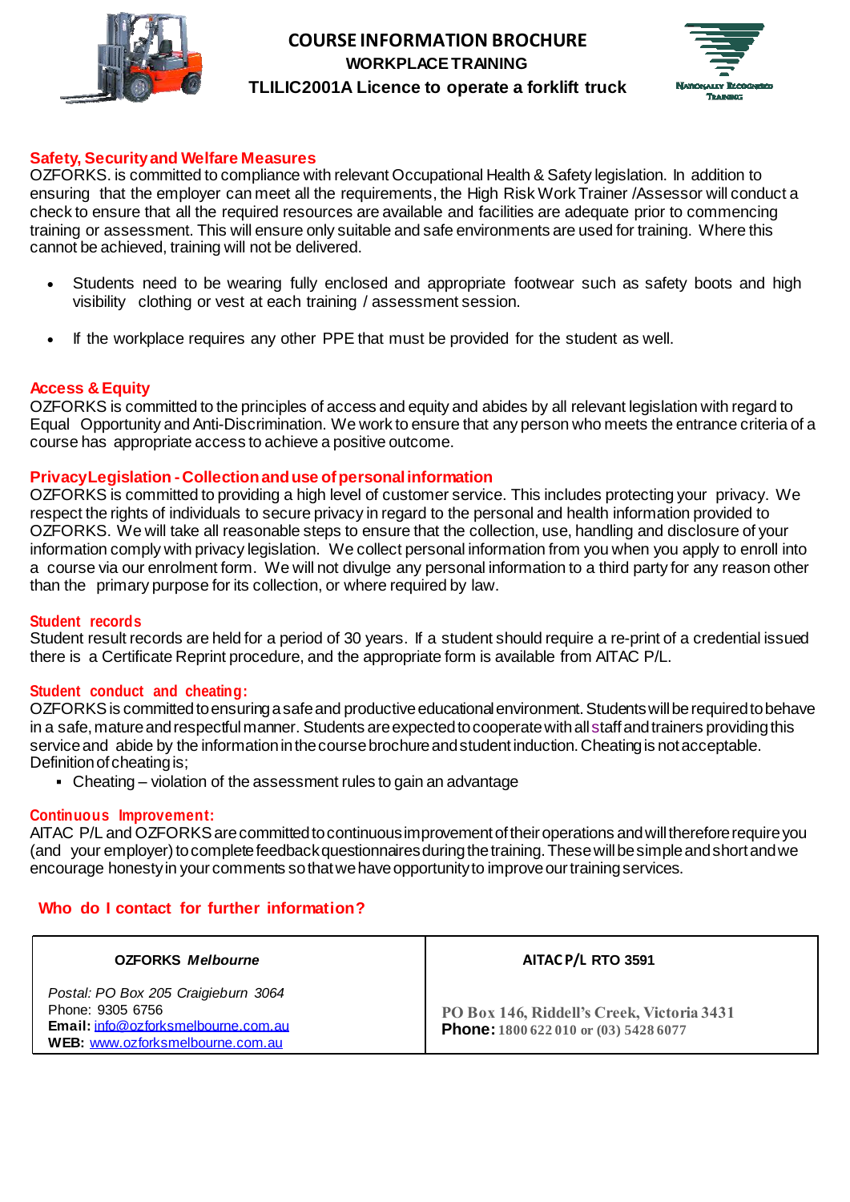# COURSE INFORMATION BROCHURE

## WORKPLACE TRAINING

## TLILIC2001A Licence to operate a forklift truck

### Safety, Security and Welfare Measures

OZFORKS. is committed to compliance with relevant Occupational Health & Safety legislation. In addition to ensuring that the employer can meet all the requirements, the High Risk Work Trainer /Assessor will conduct a check to ensure that all the required resources are available and facilities are adequate prior to commencing training or assessment. This will ensure only suitable and safe environments are used for training. Where this cannot be achieved, training will not be delivered.

- Students need to be wearing fully enclosed and appropriate footwear such as safety boots and high visibility clothing or vest at each training / assessment session.
- If the workplace requires any other PPE that must be provided for the student as well.

### Access & Equity

OZFORKS is committed to the principles of access and equity and abides by all relevant legislation with regard to Equal Opportunity and Anti-Discrimination. We work to ensure that any person who meets the entrance criteria of a course has appropriate access to achieve a positive outcome.

### Privacy Legislation - Collection and use of personal information

OZFORKS is committed to providing a high level of customer service. This includes protecting your privacy. We respect the rights of individuals to secure privacy in regard to the personal and health information provided to OZFORKS. We will take all reasonable steps to ensure that the collection, use, handling and disclosure of your information comply with privacy legislation. We collect personal information from you when you apply to enroll into a course via our enrolment form. We will not divulge any personal information to a third party for any reason other than the primary purpose for its collection, or where required by law.

### Student records

Student result records are held for a period of 30 years. If a student should require a re-print of a credential issued there is a Certificate Reprint procedure, and the appropriate form is available from AITAC P/L.

### Student conduct and cheating:

OZFORKS is committed to ensuring a safe and productive educational environment. Students will be required to behave in a safe, mature and respectful manner. Students are expected to cooperate with all staff and trainers providing this service and abide by the information in the course brochure and student induction. Cheating is not acceptable. Definition of cheating is;

- Cheating – violation of the assessment rules to gain an advantage

### Continuous Improvement:

AITAC P/L and OZFORKS are committed to continuous improvement of their operations and will therefore require you (and your employer) to complete feedback questionnaires during the training. These will be simple and short and we encourage honesty in your comments so that we have opportunity to improve our training services.

### Who do I contact for further information?

| | |
|---|---|
| **OZFORKS *Melbourne***<br><br>*Postal: PO Box 205 Craigieburn 3064*<br>Phone: 9305 6756<br>**Email:** info@ozforksmelbourne.com.au<br>**WEB:** www.ozforksmelbourne.com.au | **AITAC P/L RTO 3591**<br><br>PO Box 146, Riddell's Creek, Victoria 3431<br>**Phone:** 1800 622 010 or (03) 5428 6077 |